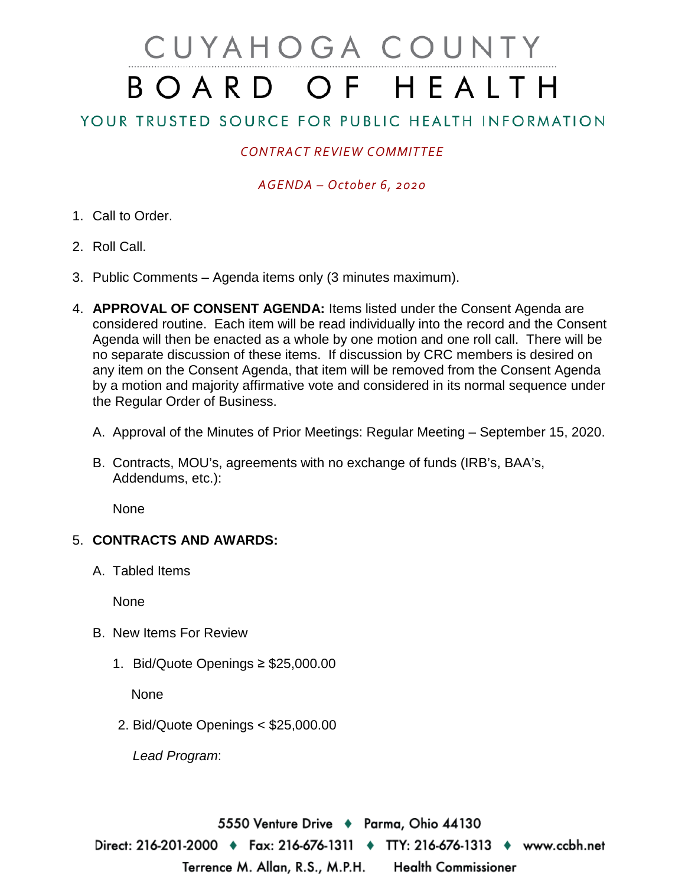# CUYAHOGA COUNTY BOARD OF HEALTH

## YOUR TRUSTED SOURCE FOR PUBLIC HEALTH INFORMATION

*CONTRACT REVIEW COMMITTEE*

*AGENDA – October 6, 2020*

1. Call to Order.

2. Roll Call.

3. Public Comments – Agenda items only (3 minutes maximum).

4. **APPROVAL OF CONSENT AGENDA:** Items listed under the Consent Agenda are considered routine. Each item will be read individually into the record and the Consent Agenda will then be enacted as a whole by one motion and one roll call. There will be no separate discussion of these items. If discussion by CRC members is desired on any item on the Consent Agenda, that item will be removed from the Consent Agenda by a motion and majority affirmative vote and considered in its normal sequence under the Regular Order of Business.

   A. Approval of the Minutes of Prior Meetings: Regular Meeting – September 15, 2020.

   B. Contracts, MOU's, agreements with no exchange of funds (IRB's, BAA's, Addendums, etc.):

      None

5. **CONTRACTS AND AWARDS:**

   A. Tabled Items

      None

   B. New Items For Review

      1. Bid/Quote Openings ≥ $25,000.00

         None

      2. Bid/Quote Openings < $25,000.00

         *Lead Program*:

5550 Venture Drive ♦ Parma, Ohio 44130
Direct: 216-201-2000 ♦ Fax: 216-676-1311 ♦ TTY: 216-676-1313 ♦ www.ccbh.net
Terrence M. Allan, R.S., M.P.H. Health Commissioner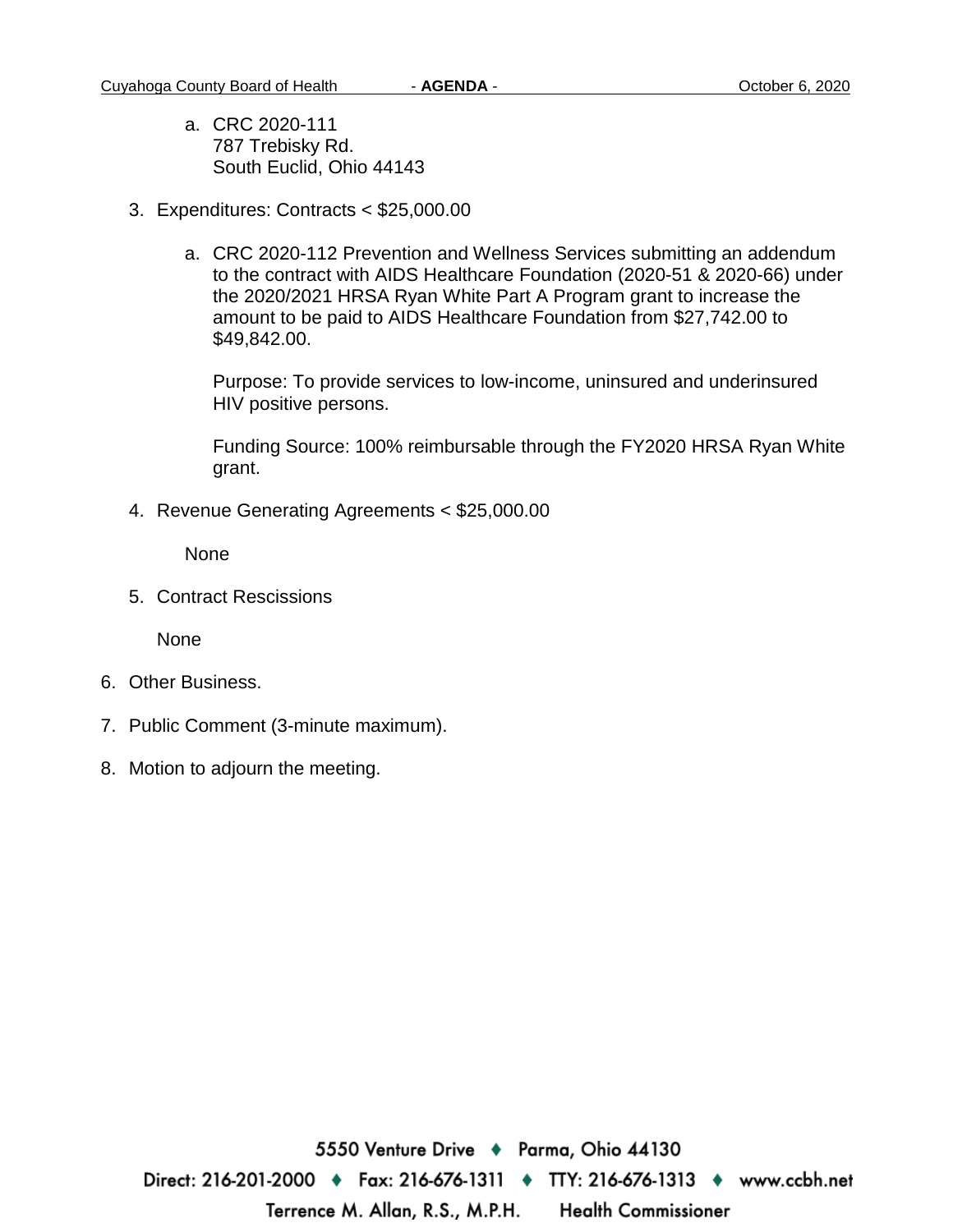a. CRC 2020-111
      787 Trebisky Rd.
      South Euclid, Ohio 44143

3. Expenditures: Contracts < $25,000.00

   a. CRC 2020-112 Prevention and Wellness Services submitting an addendum to the contract with AIDS Healthcare Foundation (2020-51 & 2020-66) under the 2020/2021 HRSA Ryan White Part A Program grant to increase the amount to be paid to AIDS Healthcare Foundation from $27,742.00 to $49,842.00.

      Purpose: To provide services to low-income, uninsured and underinsured HIV positive persons.

      Funding Source: 100% reimbursable through the FY2020 HRSA Ryan White grant.

4. Revenue Generating Agreements < $25,000.00

   None

5. Contract Rescissions

   None

6. Other Business.

7. Public Comment (3-minute maximum).

8. Motion to adjourn the meeting.